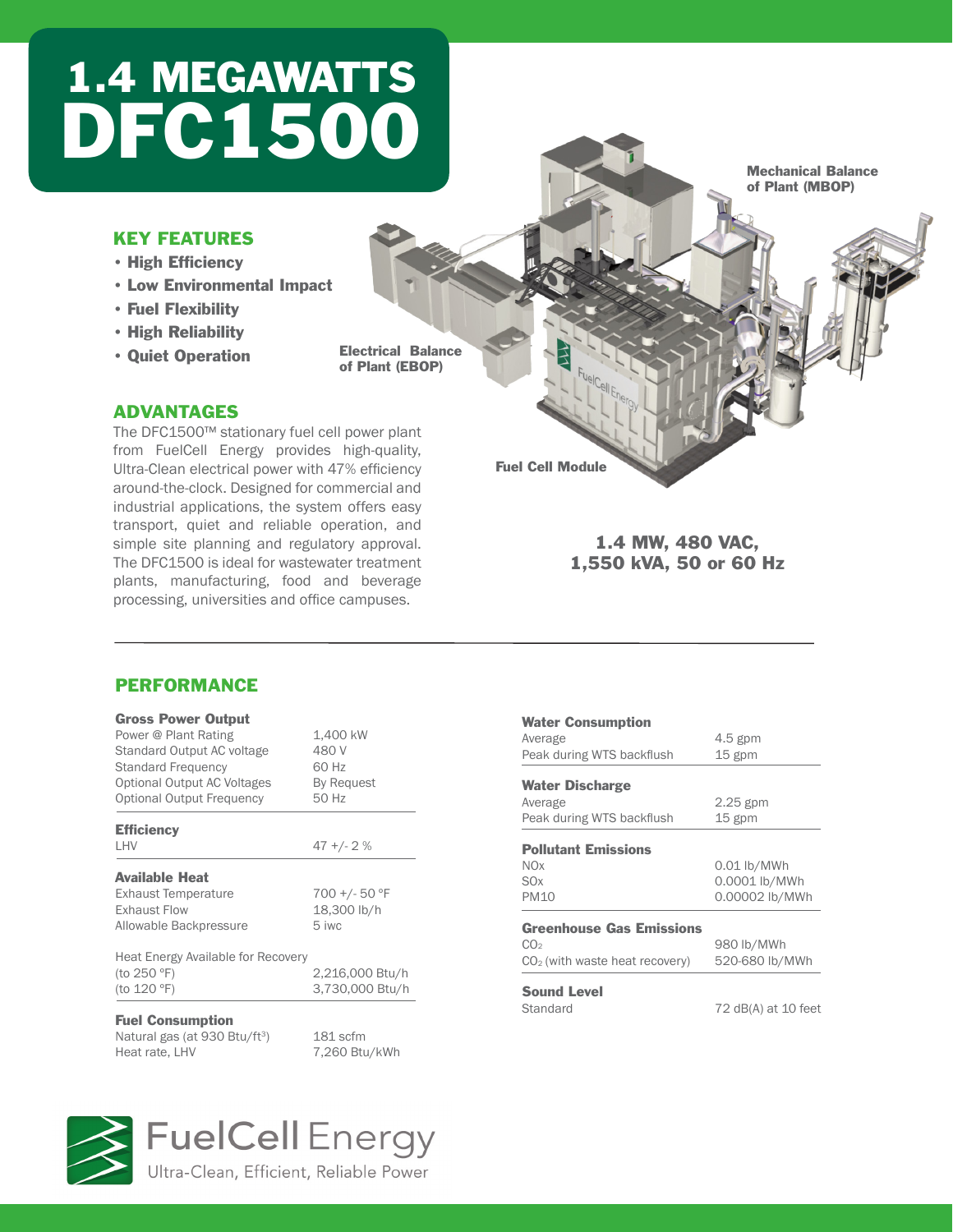# 1.4 MEGAWATTS
# DFC1500

## KEY FEATURES

- **High Efficiency**
- **Low Environmental Impact**
- **Fuel Flexibility**
- **High Reliability**
- **Quiet Operation**

**Electrical Balance of Plant (EBOP)**

**Mechanical Balance of Plant (MBOP)**

**Fuel Cell Module**

## ADVANTAGES

The DFC1500™ stationary fuel cell power plant from FuelCell Energy provides high-quality, Ultra-Clean electrical power with 47% efficiency around-the-clock. Designed for commercial and industrial applications, the system offers easy transport, quiet and reliable operation, and simple site planning and regulatory approval. The DFC1500 is ideal for wastewater treatment plants, manufacturing, food and beverage processing, universities and office campuses.

**1.4 MW, 480 VAC, 1,550 kVA, 50 or 60 Hz**

## PERFORMANCE

| **Gross Power Output** | |
|---|---|
| Power @ Plant Rating | 1,400 kW |
| Standard Output AC voltage | 480 V |
| Standard Frequency | 60 Hz |
| Optional Output AC Voltages | By Request |
| Optional Output Frequency | 50 Hz |

| **Efficiency** | |
|---|---|
| LHV | 47 +/- 2 % |

| **Available Heat** | |
|---|---|
| Exhaust Temperature | 700 +/- 50 °F |
| Exhaust Flow | 18,300 lb/h |
| Allowable Backpressure | 5 iwc |
| Heat Energy Available for Recovery | |
| (to 250 °F) | 2,216,000 Btu/h |
| (to 120 °F) | 3,730,000 Btu/h |

| **Fuel Consumption** | |
|---|---|
| Natural gas (at 930 Btu/ft$^3$) | 181 scfm |
| Heat rate, LHV | 7,260 Btu/kWh |

| **Water Consumption** | |
|---|---|
| Average | 4.5 gpm |
| Peak during WTS backflush | 15 gpm |

| **Water Discharge** | |
|---|---|
| Average | 2.25 gpm |
| Peak during WTS backflush | 15 gpm |

| **Pollutant Emissions** | |
|---|---|
| NOx | 0.01 lb/MWh |
| SOx | 0.0001 lb/MWh |
| PM10 | 0.00002 lb/MWh |

| **Greenhouse Gas Emissions** | |
|---|---|
| $CO_2$ | 980 lb/MWh |
| $CO_2$ (with waste heat recovery) | 520-680 lb/MWh |

| **Sound Level** | |
|---|---|
| Standard | 72 dB(A) at 10 feet |

FuelCell Energy

Ultra-Clean, Efficient, Reliable Power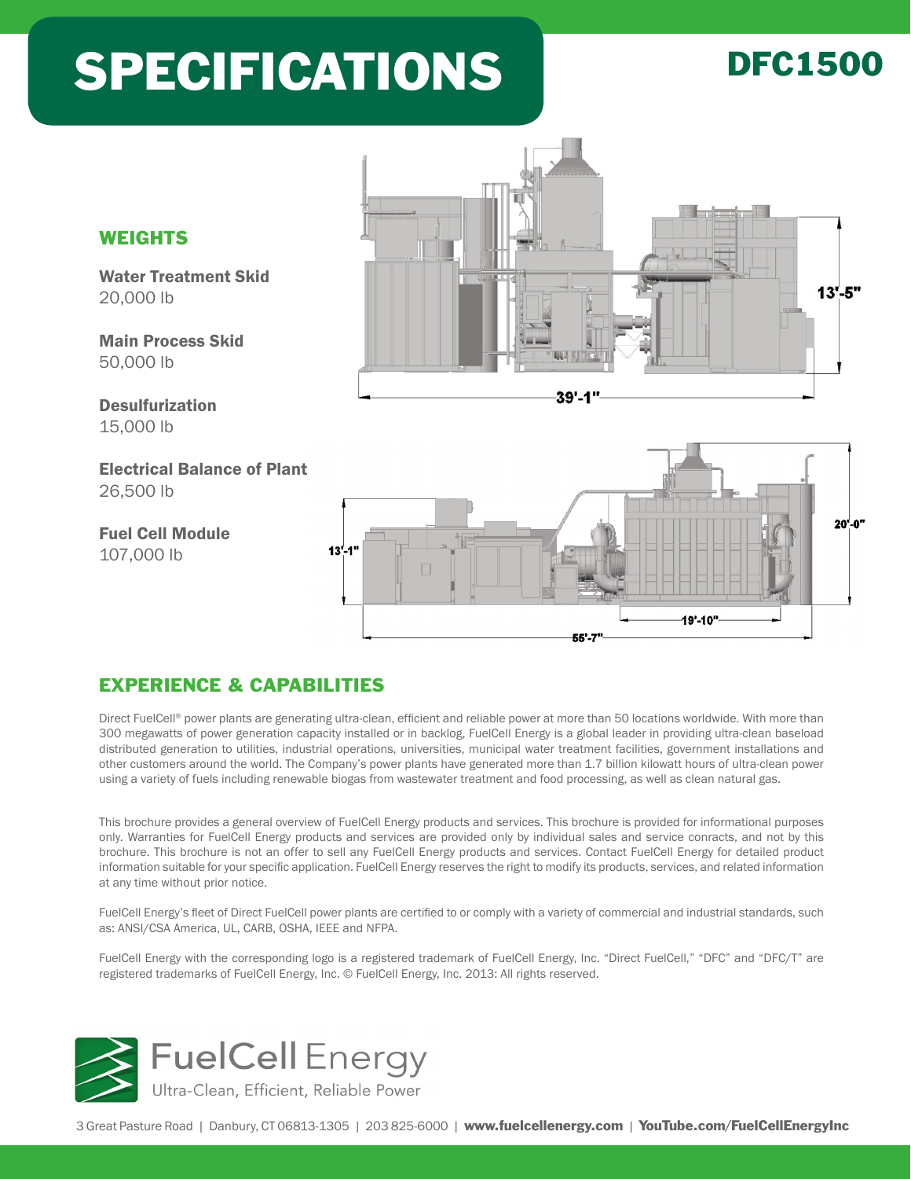# SPECIFICATIONS

**DFC1500**

## WEIGHTS

**Water Treatment Skid**
20,000 lb

**Main Process Skid**
50,000 lb

**Desulfurization**
15,000 lb

**Electrical Balance of Plant**
26,500 lb

**Fuel Cell Module**
107,000 lb

13'-5"

39'-1"

13'-1"

20'-0"

19'-10"

55'-7"

## EXPERIENCE & CAPABILITIES

Direct FuelCell® power plants are generating ultra-clean, efficient and reliable power at more than 50 locations worldwide. With more than 300 megawatts of power generation capacity installed or in backlog, FuelCell Energy is a global leader in providing ultra-clean baseload distributed generation to utilities, industrial operations, universities, municipal water treatment facilities, government installations and other customers around the world. The Company's power plants have generated more than 1.7 billion kilowatt hours of ultra-clean power using a variety of fuels including renewable biogas from wastewater treatment and food processing, as well as clean natural gas.

This brochure provides a general overview of FuelCell Energy products and services. This brochure is provided for informational purposes only. Warranties for FuelCell Energy products and services are provided only by individual sales and service conracts, and not by this brochure. This brochure is not an offer to sell any FuelCell Energy products and services. Contact FuelCell Energy for detailed product information suitable for your specific application. FuelCell Energy reserves the right to modify its products, services, and related information at any time without prior notice.

FuelCell Energy's fleet of Direct FuelCell power plants are certified to or comply with a variety of commercial and industrial standards, such as: ANSI/CSA America, UL, CARB, OSHA, IEEE and NFPA.

FuelCell Energy with the corresponding logo is a registered trademark of FuelCell Energy, Inc. "Direct FuelCell," "DFC" and "DFC/T" are registered trademarks of FuelCell Energy, Inc. © FuelCell Energy, Inc. 2013: All rights reserved.

FuelCell Energy
Ultra-Clean, Efficient, Reliable Power

3 Great Pasture Road | Danbury, CT 06813-1305 | 203 825-6000 | **www.fuelcellenergy.com** | **YouTube.com/FuelCellEnergyInc**